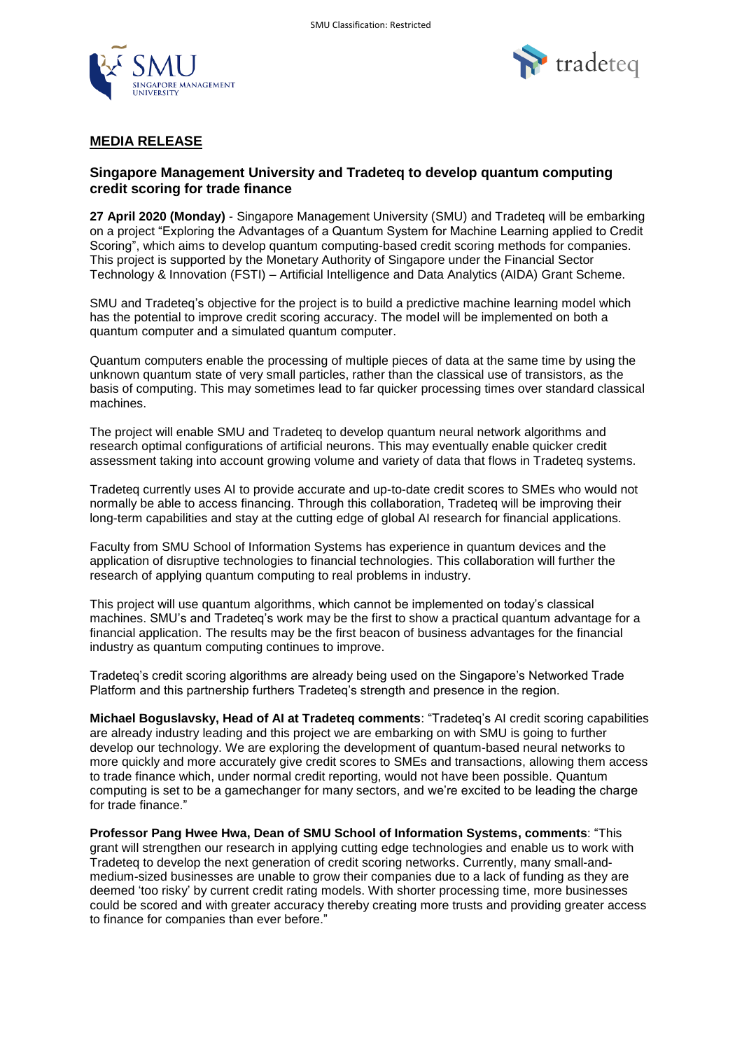## MEDIA RELEASE

### Singapore Management University and Tradeteq to develop quantum computing credit scoring for trade finance

**27 April 2020 (Monday)** - Singapore Management University (SMU) and Tradeteq will be embarking on a project “Exploring the Advantages of a Quantum System for Machine Learning applied to Credit Scoring”, which aims to develop quantum computing-based credit scoring methods for companies. This project is supported by the Monetary Authority of Singapore under the Financial Sector Technology & Innovation (FSTI) – Artificial Intelligence and Data Analytics (AIDA) Grant Scheme.

SMU and Tradeteq’s objective for the project is to build a predictive machine learning model which has the potential to improve credit scoring accuracy. The model will be implemented on both a quantum computer and a simulated quantum computer.

Quantum computers enable the processing of multiple pieces of data at the same time by using the unknown quantum state of very small particles, rather than the classical use of transistors, as the basis of computing. This may sometimes lead to far quicker processing times over standard classical machines.

The project will enable SMU and Tradeteq to develop quantum neural network algorithms and research optimal configurations of artificial neurons. This may eventually enable quicker credit assessment taking into account growing volume and variety of data that flows in Tradeteq systems.

Tradeteq currently uses AI to provide accurate and up-to-date credit scores to SMEs who would not normally be able to access financing. Through this collaboration, Tradeteq will be improving their long-term capabilities and stay at the cutting edge of global AI research for financial applications.

Faculty from SMU School of Information Systems has experience in quantum devices and the application of disruptive technologies to financial technologies. This collaboration will further the research of applying quantum computing to real problems in industry.

This project will use quantum algorithms, which cannot be implemented on today’s classical machines. SMU’s and Tradeteq’s work may be the first to show a practical quantum advantage for a financial application. The results may be the first beacon of business advantages for the financial industry as quantum computing continues to improve.

Tradeteq’s credit scoring algorithms are already being used on the Singapore’s Networked Trade Platform and this partnership furthers Tradeteq’s strength and presence in the region.

**Michael Boguslavsky, Head of AI at Tradeteq comments**: “Tradeteq’s AI credit scoring capabilities are already industry leading and this project we are embarking on with SMU is going to further develop our technology. We are exploring the development of quantum-based neural networks to more quickly and more accurately give credit scores to SMEs and transactions, allowing them access to trade finance which, under normal credit reporting, would not have been possible. Quantum computing is set to be a gamechanger for many sectors, and we’re excited to be leading the charge for trade finance.”

**Professor Pang Hwee Hwa, Dean of SMU School of Information Systems, comments**: “This grant will strengthen our research in applying cutting edge technologies and enable us to work with Tradeteq to develop the next generation of credit scoring networks. Currently, many small-and-medium-sized businesses are unable to grow their companies due to a lack of funding as they are deemed ‘too risky’ by current credit rating models. With shorter processing time, more businesses could be scored and with greater accuracy thereby creating more trusts and providing greater access to finance for companies than ever before.”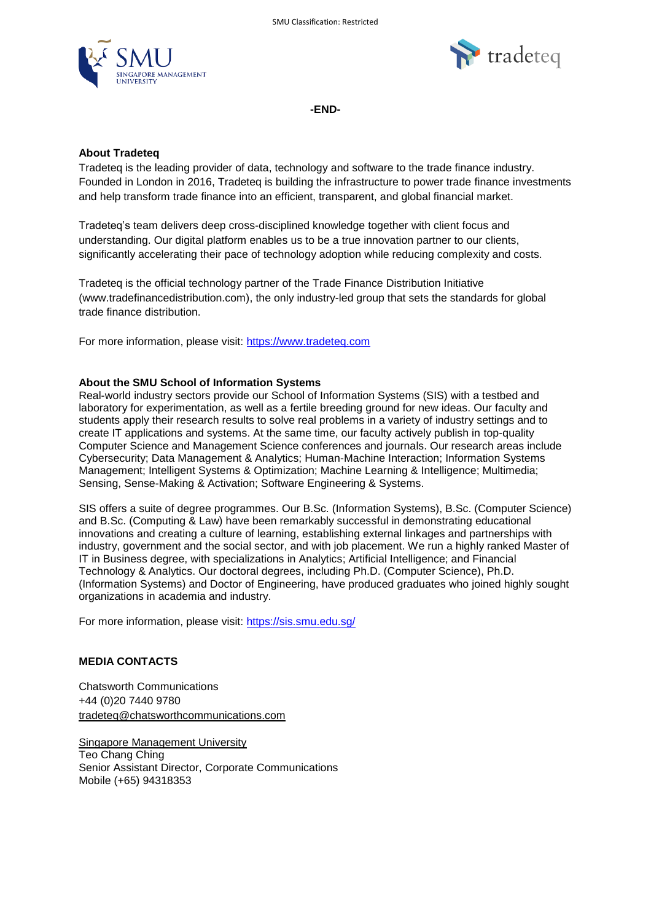**-END-**

**About Tradeteq**

Tradeteq is the leading provider of data, technology and software to the trade finance industry. Founded in London in 2016, Tradeteq is building the infrastructure to power trade finance investments and help transform trade finance into an efficient, transparent, and global financial market.

Tradeteq's team delivers deep cross-disciplined knowledge together with client focus and understanding. Our digital platform enables us to be a true innovation partner to our clients, significantly accelerating their pace of technology adoption while reducing complexity and costs.

Tradeteq is the official technology partner of the Trade Finance Distribution Initiative (www.tradefinancedistribution.com), the only industry-led group that sets the standards for global trade finance distribution.

For more information, please visit: https://www.tradeteq.com

**About the SMU School of Information Systems**

Real-world industry sectors provide our School of Information Systems (SIS) with a testbed and laboratory for experimentation, as well as a fertile breeding ground for new ideas. Our faculty and students apply their research results to solve real problems in a variety of industry settings and to create IT applications and systems. At the same time, our faculty actively publish in top-quality Computer Science and Management Science conferences and journals. Our research areas include Cybersecurity; Data Management & Analytics; Human-Machine Interaction; Information Systems Management; Intelligent Systems & Optimization; Machine Learning & Intelligence; Multimedia; Sensing, Sense-Making & Activation; Software Engineering & Systems.

SIS offers a suite of degree programmes. Our B.Sc. (Information Systems), B.Sc. (Computer Science) and B.Sc. (Computing & Law) have been remarkably successful in demonstrating educational innovations and creating a culture of learning, establishing external linkages and partnerships with industry, government and the social sector, and with job placement. We run a highly ranked Master of IT in Business degree, with specializations in Analytics; Artificial Intelligence; and Financial Technology & Analytics. Our doctoral degrees, including Ph.D. (Computer Science), Ph.D. (Information Systems) and Doctor of Engineering, have produced graduates who joined highly sought organizations in academia and industry.

For more information, please visit: https://sis.smu.edu.sg/

**MEDIA CONTACTS**

Chatsworth Communications
+44 (0)20 7440 9780
tradeteq@chatsworthcommunications.com

Singapore Management University
Teo Chang Ching
Senior Assistant Director, Corporate Communications
Mobile (+65) 94318353